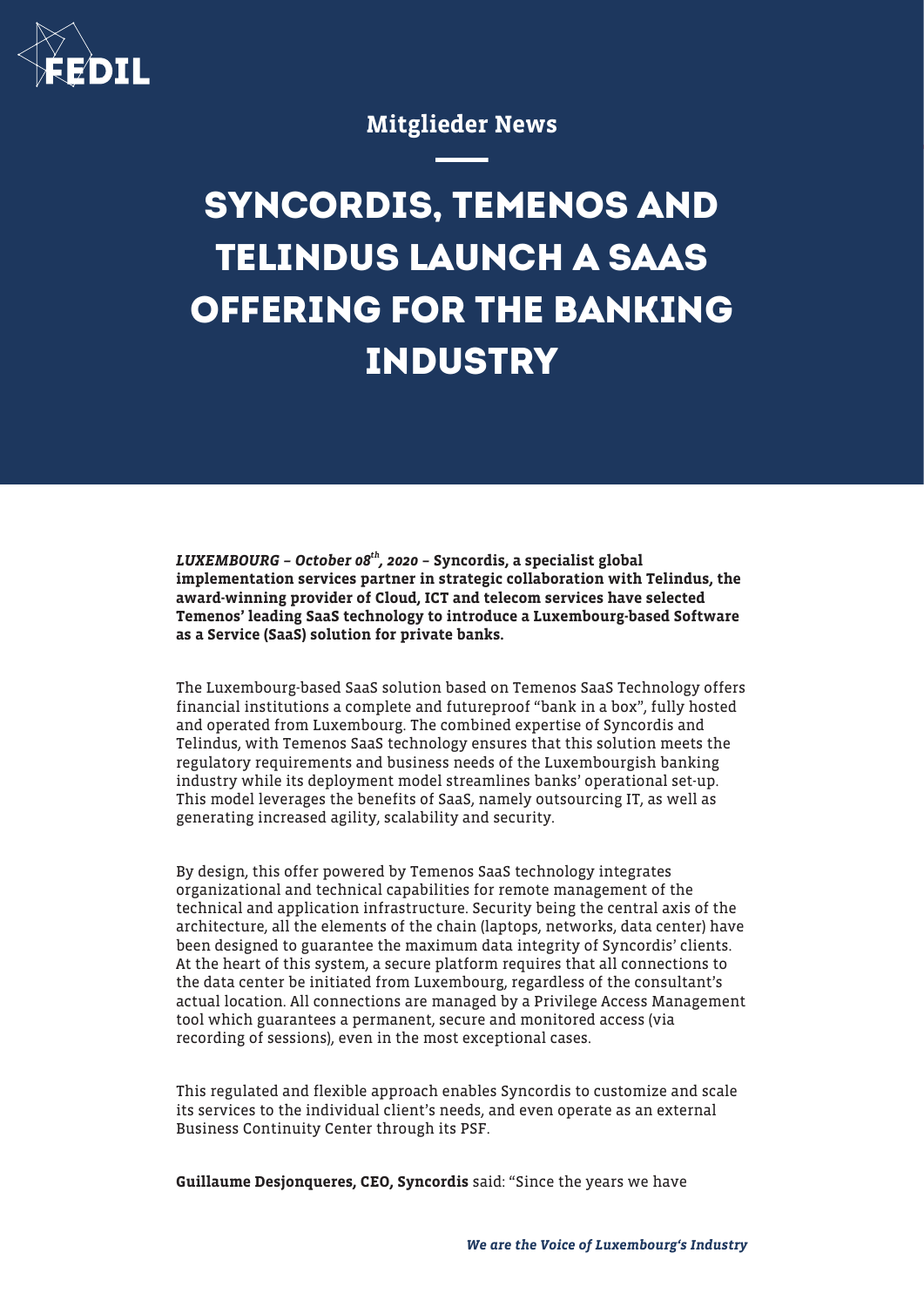Mitglieder News

# SYNCORDIS, TEMENOS AND TELINDUS LAUNCH A SAAS OFFERING FOR THE BANKING INDUSTRY

***LUXEMBOURG – October 08th, 2020* – Syncordis, a specialist global implementation services partner in strategic collaboration with Telindus, the award-winning provider of Cloud, ICT and telecom services have selected Temenos' leading SaaS technology to introduce a Luxembourg-based Software as a Service (SaaS) solution for private banks.**

The Luxembourg-based SaaS solution based on Temenos SaaS Technology offers financial institutions a complete and futureproof "bank in a box", fully hosted and operated from Luxembourg. The combined expertise of Syncordis and Telindus, with Temenos SaaS technology ensures that this solution meets the regulatory requirements and business needs of the Luxembourgish banking industry while its deployment model streamlines banks' operational set-up. This model leverages the benefits of SaaS, namely outsourcing IT, as well as generating increased agility, scalability and security.

By design, this offer powered by Temenos SaaS technology integrates organizational and technical capabilities for remote management of the technical and application infrastructure. Security being the central axis of the architecture, all the elements of the chain (laptops, networks, data center) have been designed to guarantee the maximum data integrity of Syncordis' clients. At the heart of this system, a secure platform requires that all connections to the data center be initiated from Luxembourg, regardless of the consultant's actual location. All connections are managed by a Privilege Access Management tool which guarantees a permanent, secure and monitored access (via recording of sessions), even in the most exceptional cases.

This regulated and flexible approach enables Syncordis to customize and scale its services to the individual client's needs, and even operate as an external Business Continuity Center through its PSF.

**Guillaume Desjonqueres, CEO, Syncordis** said: "Since the years we have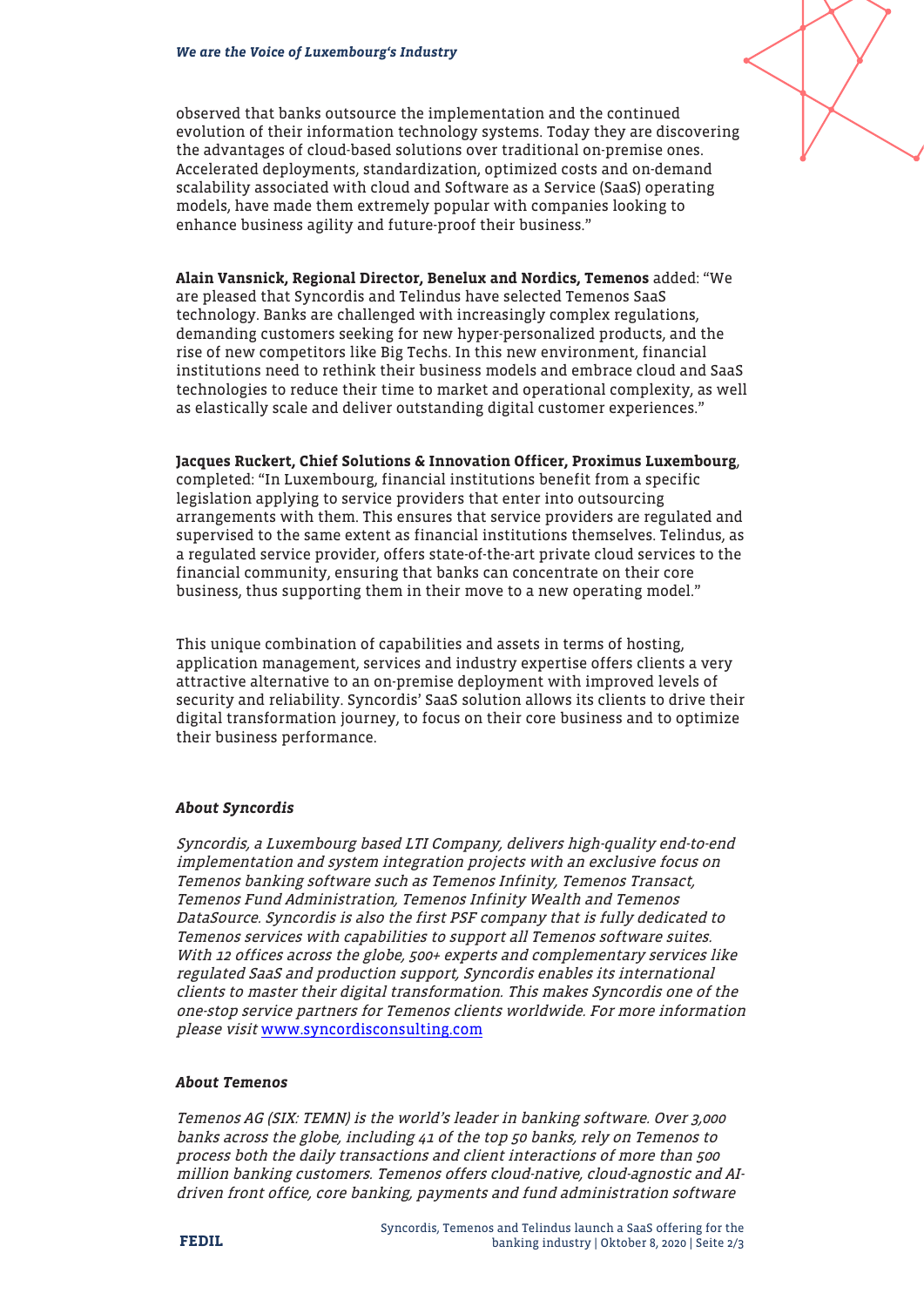observed that banks outsource the implementation and the continued evolution of their information technology systems. Today they are discovering the advantages of cloud-based solutions over traditional on-premise ones. Accelerated deployments, standardization, optimized costs and on-demand scalability associated with cloud and Software as a Service (SaaS) operating models, have made them extremely popular with companies looking to enhance business agility and future-proof their business."

**Alain Vansnick, Regional Director, Benelux and Nordics, Temenos** added: "We are pleased that Syncordis and Telindus have selected Temenos SaaS technology. Banks are challenged with increasingly complex regulations, demanding customers seeking for new hyper-personalized products, and the rise of new competitors like Big Techs. In this new environment, financial institutions need to rethink their business models and embrace cloud and SaaS technologies to reduce their time to market and operational complexity, as well as elastically scale and deliver outstanding digital customer experiences."

**Jacques Ruckert, Chief Solutions & Innovation Officer, Proximus Luxembourg**, completed: "In Luxembourg, financial institutions benefit from a specific legislation applying to service providers that enter into outsourcing arrangements with them. This ensures that service providers are regulated and supervised to the same extent as financial institutions themselves. Telindus, as a regulated service provider, offers state-of-the-art private cloud services to the financial community, ensuring that banks can concentrate on their core business, thus supporting them in their move to a new operating model."

This unique combination of capabilities and assets in terms of hosting, application management, services and industry expertise offers clients a very attractive alternative to an on-premise deployment with improved levels of security and reliability. Syncordis' SaaS solution allows its clients to drive their digital transformation journey, to focus on their core business and to optimize their business performance.

### *About Syncordis*

*Syncordis, a Luxembourg based LTI Company, delivers high-quality end-to-end implementation and system integration projects with an exclusive focus on Temenos banking software such as Temenos Infinity, Temenos Transact, Temenos Fund Administration, Temenos Infinity Wealth and Temenos DataSource. Syncordis is also the first PSF company that is fully dedicated to Temenos services with capabilities to support all Temenos software suites. With 12 offices across the globe, 500+ experts and complementary services like regulated SaaS and production support, Syncordis enables its international clients to master their digital transformation. This makes Syncordis one of the one-stop service partners for Temenos clients worldwide. For more information please visit* www.syncordisconsulting.com

### *About Temenos*

*Temenos AG (SIX: TEMN) is the world's leader in banking software. Over 3,000 banks across the globe, including 41 of the top 50 banks, rely on Temenos to process both the daily transactions and client interactions of more than 500 million banking customers. Temenos offers cloud-native, cloud-agnostic and AI-driven front office, core banking, payments and fund administration software*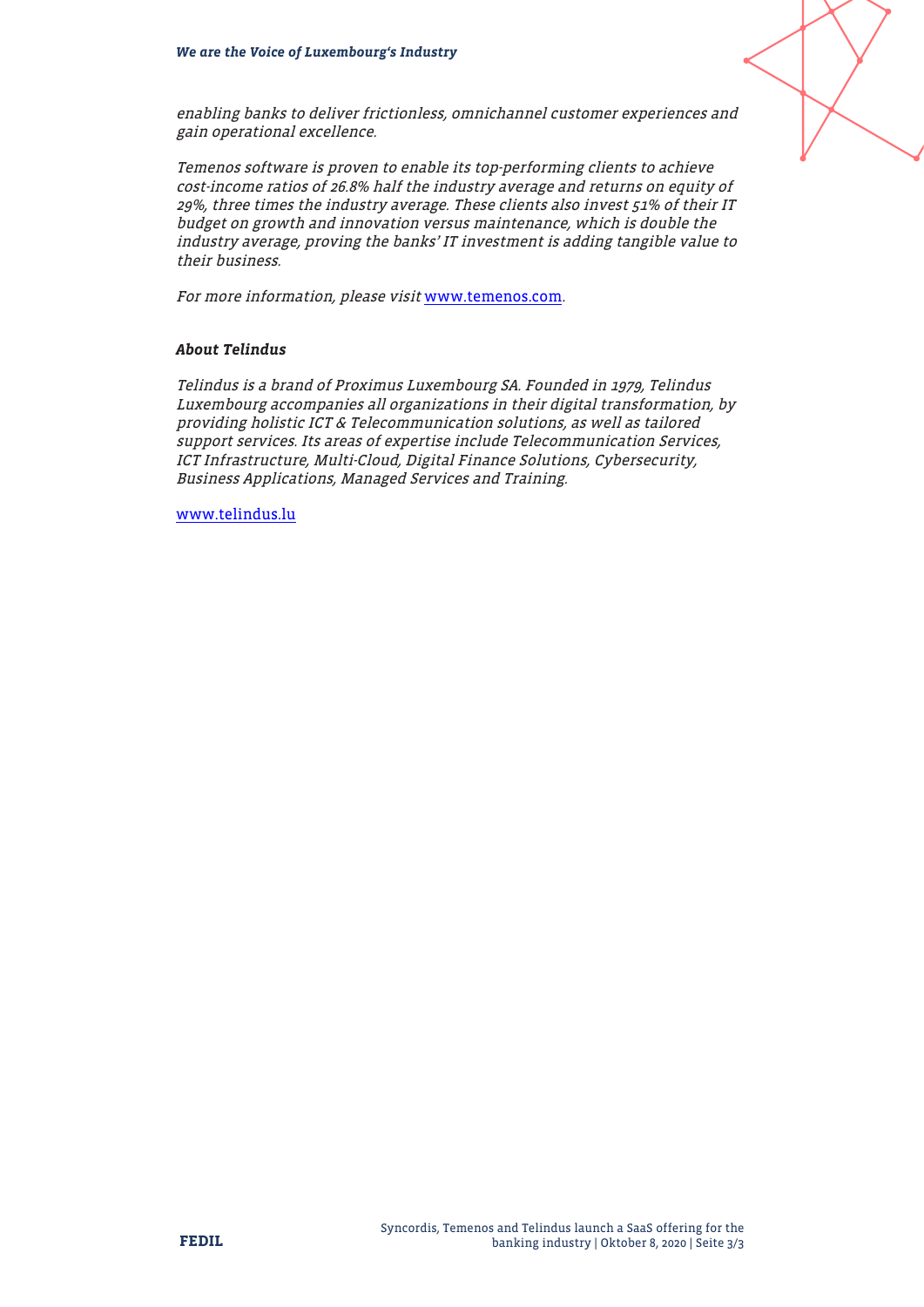*enabling banks to deliver frictionless, omnichannel customer experiences and gain operational excellence.*

*Temenos software is proven to enable its top-performing clients to achieve cost-income ratios of 26.8% half the industry average and returns on equity of 29%, three times the industry average. These clients also invest 51% of their IT budget on growth and innovation versus maintenance, which is double the industry average, proving the banks' IT investment is adding tangible value to their business.*

*For more information, please visit* [www.temenos.com](http://www.temenos.com).

***About Telindus***

*Telindus is a brand of Proximus Luxembourg SA. Founded in 1979, Telindus Luxembourg accompanies all organizations in their digital transformation, by providing holistic ICT & Telecommunication solutions, as well as tailored support services. Its areas of expertise include Telecommunication Services, ICT Infrastructure, Multi-Cloud, Digital Finance Solutions, Cybersecurity, Business Applications, Managed Services and Training.*

[www.telindus.lu](http://www.telindus.lu)